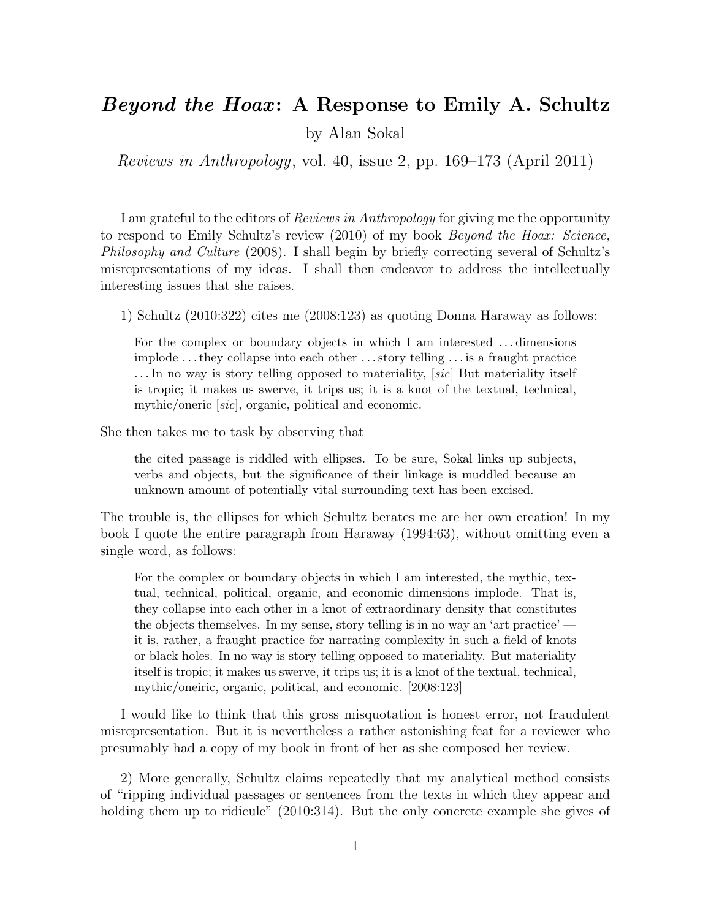# *Beyond the Hoax*: A Response to Emily A. Schultz

by Alan Sokal

*Reviews in Anthropology*, vol. 40, issue 2, pp. 169–173 (April 2011)

I am grateful to the editors of *Reviews in Anthropology* for giving me the opportunity to respond to Emily Schultz's review (2010) of my book *Beyond the Hoax: Science, Philosophy and Culture* (2008). I shall begin by briefly correcting several of Schultz's misrepresentations of my ideas. I shall then endeavor to address the intellectually interesting issues that she raises.

1) Schultz (2010:322) cites me (2008:123) as quoting Donna Haraway as follows:

> For the complex or boundary objects in which I am interested . . . dimensions implode . . . they collapse into each other . . . story telling . . . is a fraught practice . . . In no way is story telling opposed to materiality, [*sic*] But materiality itself is tropic; it makes us swerve, it trips us; it is a knot of the textual, technical, mythic/oneric [*sic*], organic, political and economic.

She then takes me to task by observing that

> the cited passage is riddled with ellipses. To be sure, Sokal links up subjects, verbs and objects, but the significance of their linkage is muddled because an unknown amount of potentially vital surrounding text has been excised.

The trouble is, the ellipses for which Schultz berates me are her own creation! In my book I quote the entire paragraph from Haraway (1994:63), without omitting even a single word, as follows:

> For the complex or boundary objects in which I am interested, the mythic, textual, technical, political, organic, and economic dimensions implode. That is, they collapse into each other in a knot of extraordinary density that constitutes the objects themselves. In my sense, story telling is in no way an 'art practice' — it is, rather, a fraught practice for narrating complexity in such a field of knots or black holes. In no way is story telling opposed to materiality. But materiality itself is tropic; it makes us swerve, it trips us; it is a knot of the textual, technical, mythic/oneiric, organic, political, and economic. [2008:123]

I would like to think that this gross misquotation is honest error, not fraudulent misrepresentation. But it is nevertheless a rather astonishing feat for a reviewer who presumably had a copy of my book in front of her as she composed her review.

2) More generally, Schultz claims repeatedly that my analytical method consists of "ripping individual passages or sentences from the texts in which they appear and holding them up to ridicule" (2010:314). But the only concrete example she gives of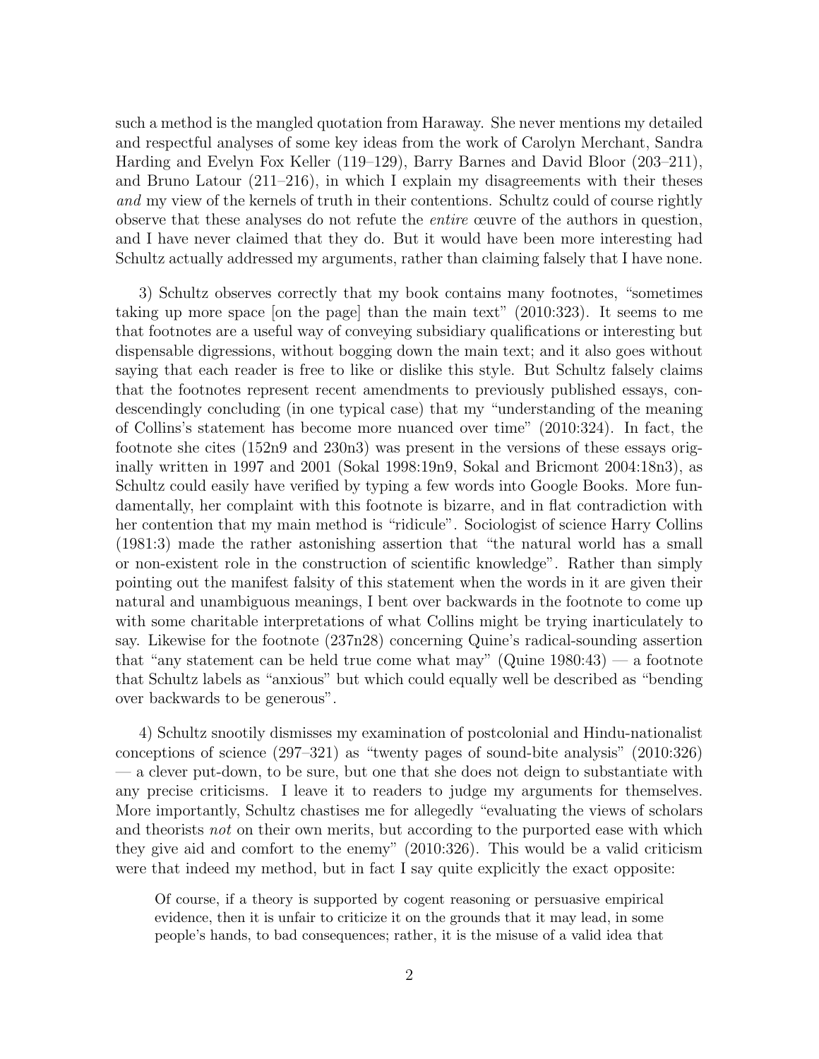such a method is the mangled quotation from Haraway. She never mentions my detailed and respectful analyses of some key ideas from the work of Carolyn Merchant, Sandra Harding and Evelyn Fox Keller (119–129), Barry Barnes and David Bloor (203–211), and Bruno Latour (211–216), in which I explain my disagreements with their theses *and* my view of the kernels of truth in their contentions. Schultz could of course rightly observe that these analyses do not refute the *entire* œuvre of the authors in question, and I have never claimed that they do. But it would have been more interesting had Schultz actually addressed my arguments, rather than claiming falsely that I have none.

3) Schultz observes correctly that my book contains many footnotes, "sometimes taking up more space [on the page] than the main text" (2010:323). It seems to me that footnotes are a useful way of conveying subsidiary qualifications or interesting but dispensable digressions, without bogging down the main text; and it also goes without saying that each reader is free to like or dislike this style. But Schultz falsely claims that the footnotes represent recent amendments to previously published essays, condescendingly concluding (in one typical case) that my "understanding of the meaning of Collins's statement has become more nuanced over time" (2010:324). In fact, the footnote she cites (152n9 and 230n3) was present in the versions of these essays originally written in 1997 and 2001 (Sokal 1998:19n9, Sokal and Bricmont 2004:18n3), as Schultz could easily have verified by typing a few words into Google Books. More fundamentally, her complaint with this footnote is bizarre, and in flat contradiction with her contention that my main method is "ridicule". Sociologist of science Harry Collins (1981:3) made the rather astonishing assertion that "the natural world has a small or non-existent role in the construction of scientific knowledge". Rather than simply pointing out the manifest falsity of this statement when the words in it are given their natural and unambiguous meanings, I bent over backwards in the footnote to come up with some charitable interpretations of what Collins might be trying inarticulately to say. Likewise for the footnote (237n28) concerning Quine's radical-sounding assertion that "any statement can be held true come what may" (Quine 1980:43) — a footnote that Schultz labels as "anxious" but which could equally well be described as "bending over backwards to be generous".

4) Schultz snootily dismisses my examination of postcolonial and Hindu-nationalist conceptions of science (297–321) as "twenty pages of sound-bite analysis" (2010:326) — a clever put-down, to be sure, but one that she does not deign to substantiate with any precise criticisms. I leave it to readers to judge my arguments for themselves. More importantly, Schultz chastises me for allegedly "evaluating the views of scholars and theorists *not* on their own merits, but according to the purported ease with which they give aid and comfort to the enemy" (2010:326). This would be a valid criticism were that indeed my method, but in fact I say quite explicitly the exact opposite:

> Of course, if a theory is supported by cogent reasoning or persuasive empirical evidence, then it is unfair to criticize it on the grounds that it may lead, in some people's hands, to bad consequences; rather, it is the misuse of a valid idea that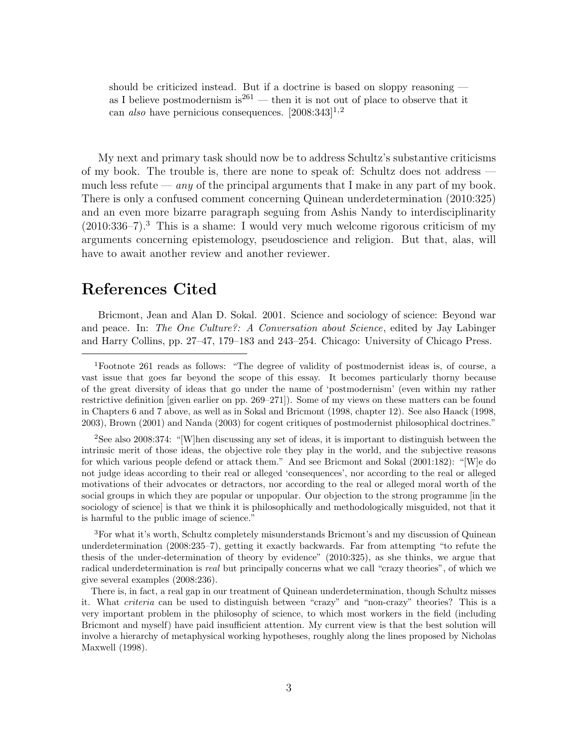> should be criticized instead. But if a doctrine is based on sloppy reasoning — as I believe postmodernism is[261] — then it is not out of place to observe that it can *also* have pernicious consequences. [2008:343][1,2]

My next and primary task should now be to address Schultz's substantive criticisms of my book. The trouble is, there are none to speak of: Schultz does not address — much less refute — *any* of the principal arguments that I make in any part of my book. There is only a confused comment concerning Quinean underdetermination (2010:325) and an even more bizarre paragraph seguing from Ashis Nandy to interdisciplinarity (2010:336–7).[3] This is a shame: I would very much welcome rigorous criticism of my arguments concerning epistemology, pseudoscience and religion. But that, alas, will have to await another review and another reviewer.

## References Cited

Bricmont, Jean and Alan D. Sokal. 2001. Science and sociology of science: Beyond war and peace. In: *The One Culture?: A Conversation about Science*, edited by Jay Labinger and Harry Collins, pp. 27–47, 179–183 and 243–254. Chicago: University of Chicago Press.

---

[1] Footnote 261 reads as follows: "The degree of validity of postmodernist ideas is, of course, a vast issue that goes far beyond the scope of this essay. It becomes particularly thorny because of the great diversity of ideas that go under the name of 'postmodernism' (even within my rather restrictive definition [given earlier on pp. 269–271]). Some of my views on these matters can be found in Chapters 6 and 7 above, as well as in Sokal and Bricmont (1998, chapter 12). See also Haack (1998, 2003), Brown (2001) and Nanda (2003) for cogent critiques of postmodernist philosophical doctrines."

[2] See also 2008:374: "[W]hen discussing any set of ideas, it is important to distinguish between the intrinsic merit of those ideas, the objective role they play in the world, and the subjective reasons for which various people defend or attack them." And see Bricmont and Sokal (2001:182): "[W]e do not judge ideas according to their real or alleged 'consequences', nor according to the real or alleged motivations of their advocates or detractors, nor according to the real or alleged moral worth of the social groups in which they are popular or unpopular. Our objection to the strong programme [in the sociology of science] is that we think it is philosophically and methodologically misguided, not that it is harmful to the public image of science."

[3] For what it's worth, Schultz completely misunderstands Bricmont's and my discussion of Quinean underdetermination (2008:235–7), getting it exactly backwards. Far from attempting "to refute the thesis of the under-determination of theory by evidence" (2010:325), as she thinks, we argue that radical underdetermination is *real* but principally concerns what we call "crazy theories", of which we give several examples (2008:236).

There is, in fact, a real gap in our treatment of Quinean underdetermination, though Schultz misses it. What *criteria* can be used to distinguish between "crazy" and "non-crazy" theories? This is a very important problem in the philosophy of science, to which most workers in the field (including Bricmont and myself) have paid insufficient attention. My current view is that the best solution will involve a hierarchy of metaphysical working hypotheses, roughly along the lines proposed by Nicholas Maxwell (1998).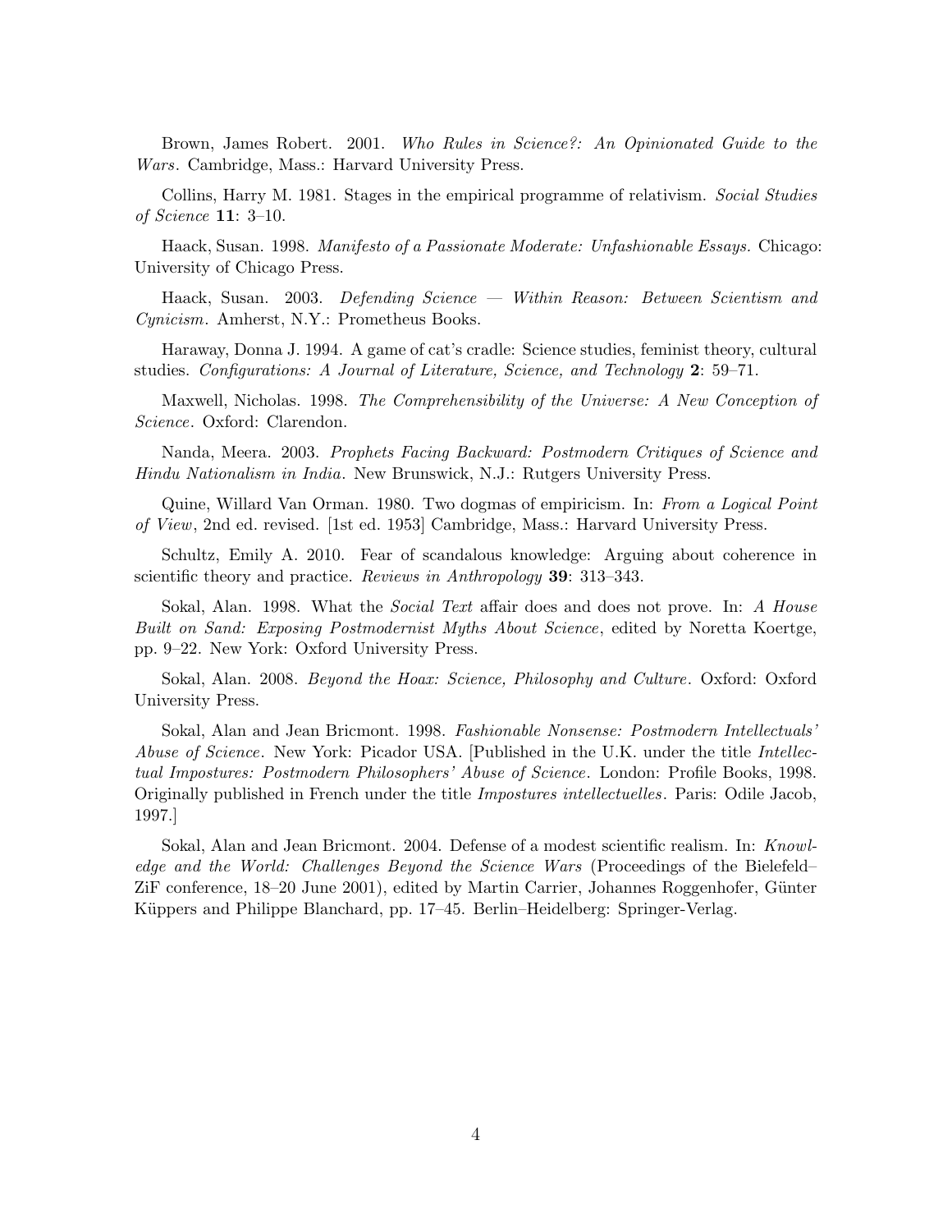Brown, James Robert. 2001. *Who Rules in Science?: An Opinionated Guide to the Wars*. Cambridge, Mass.: Harvard University Press.

Collins, Harry M. 1981. Stages in the empirical programme of relativism. *Social Studies of Science* **11**: 3–10.

Haack, Susan. 1998. *Manifesto of a Passionate Moderate: Unfashionable Essays.* Chicago: University of Chicago Press.

Haack, Susan. 2003. *Defending Science — Within Reason: Between Scientism and Cynicism*. Amherst, N.Y.: Prometheus Books.

Haraway, Donna J. 1994. A game of cat's cradle: Science studies, feminist theory, cultural studies. *Configurations: A Journal of Literature, Science, and Technology* **2**: 59–71.

Maxwell, Nicholas. 1998. *The Comprehensibility of the Universe: A New Conception of Science*. Oxford: Clarendon.

Nanda, Meera. 2003. *Prophets Facing Backward: Postmodern Critiques of Science and Hindu Nationalism in India*. New Brunswick, N.J.: Rutgers University Press.

Quine, Willard Van Orman. 1980. Two dogmas of empiricism. In: *From a Logical Point of View*, 2nd ed. revised. [1st ed. 1953] Cambridge, Mass.: Harvard University Press.

Schultz, Emily A. 2010. Fear of scandalous knowledge: Arguing about coherence in scientific theory and practice. *Reviews in Anthropology* **39**: 313–343.

Sokal, Alan. 1998. What the *Social Text* affair does and does not prove. In: *A House Built on Sand: Exposing Postmodernist Myths About Science*, edited by Noretta Koertge, pp. 9–22. New York: Oxford University Press.

Sokal, Alan. 2008. *Beyond the Hoax: Science, Philosophy and Culture*. Oxford: Oxford University Press.

Sokal, Alan and Jean Bricmont. 1998. *Fashionable Nonsense: Postmodern Intellectuals' Abuse of Science*. New York: Picador USA. [Published in the U.K. under the title *Intellectual Impostures: Postmodern Philosophers' Abuse of Science*. London: Profile Books, 1998. Originally published in French under the title *Impostures intellectuelles*. Paris: Odile Jacob, 1997.]

Sokal, Alan and Jean Bricmont. 2004. Defense of a modest scientific realism. In: *Knowledge and the World: Challenges Beyond the Science Wars* (Proceedings of the Bielefeld–ZiF conference, 18–20 June 2001), edited by Martin Carrier, Johannes Roggenhofer, Günter Küppers and Philippe Blanchard, pp. 17–45. Berlin–Heidelberg: Springer-Verlag.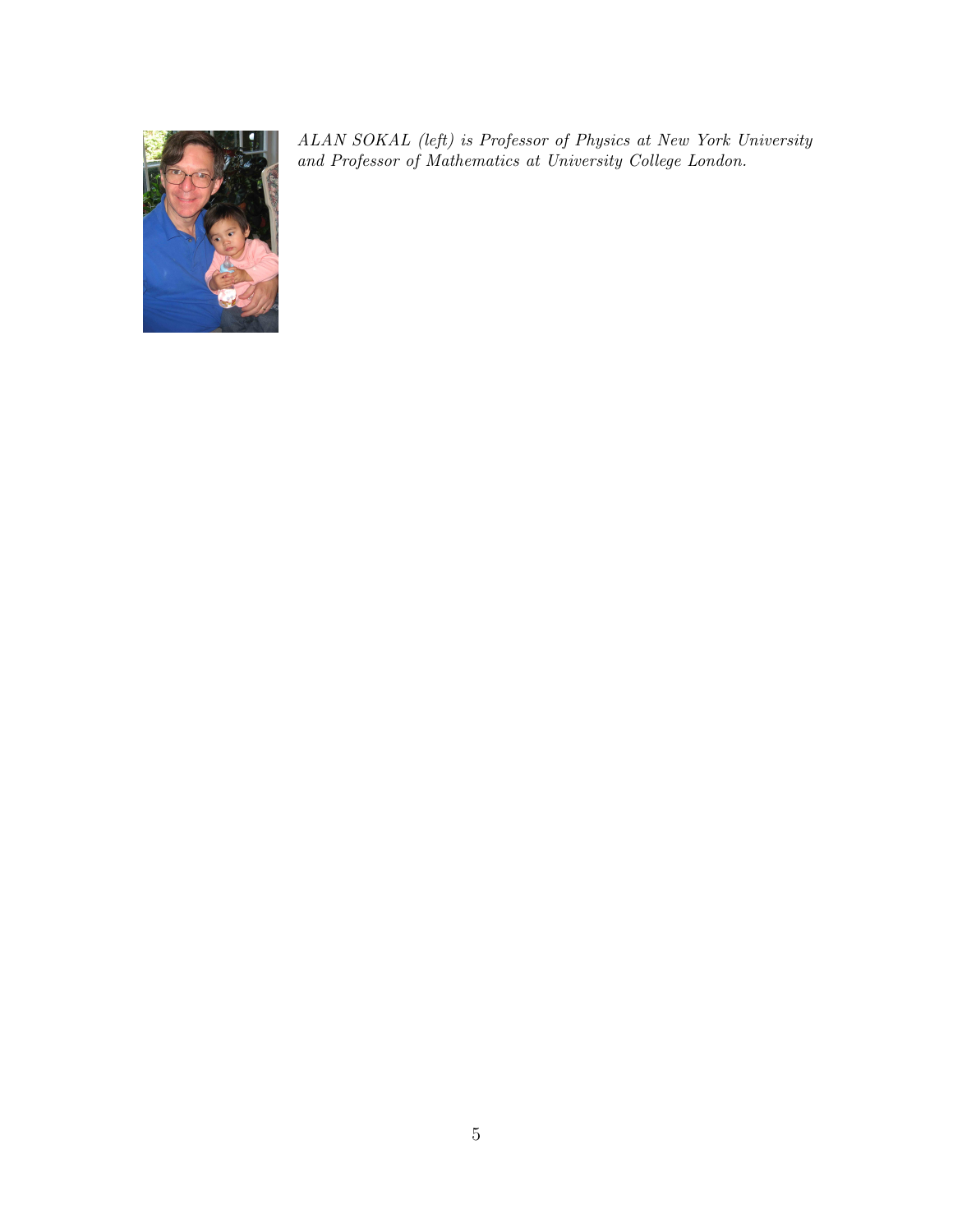*ALAN SOKAL (left) is Professor of Physics at New York University and Professor of Mathematics at University College London.*